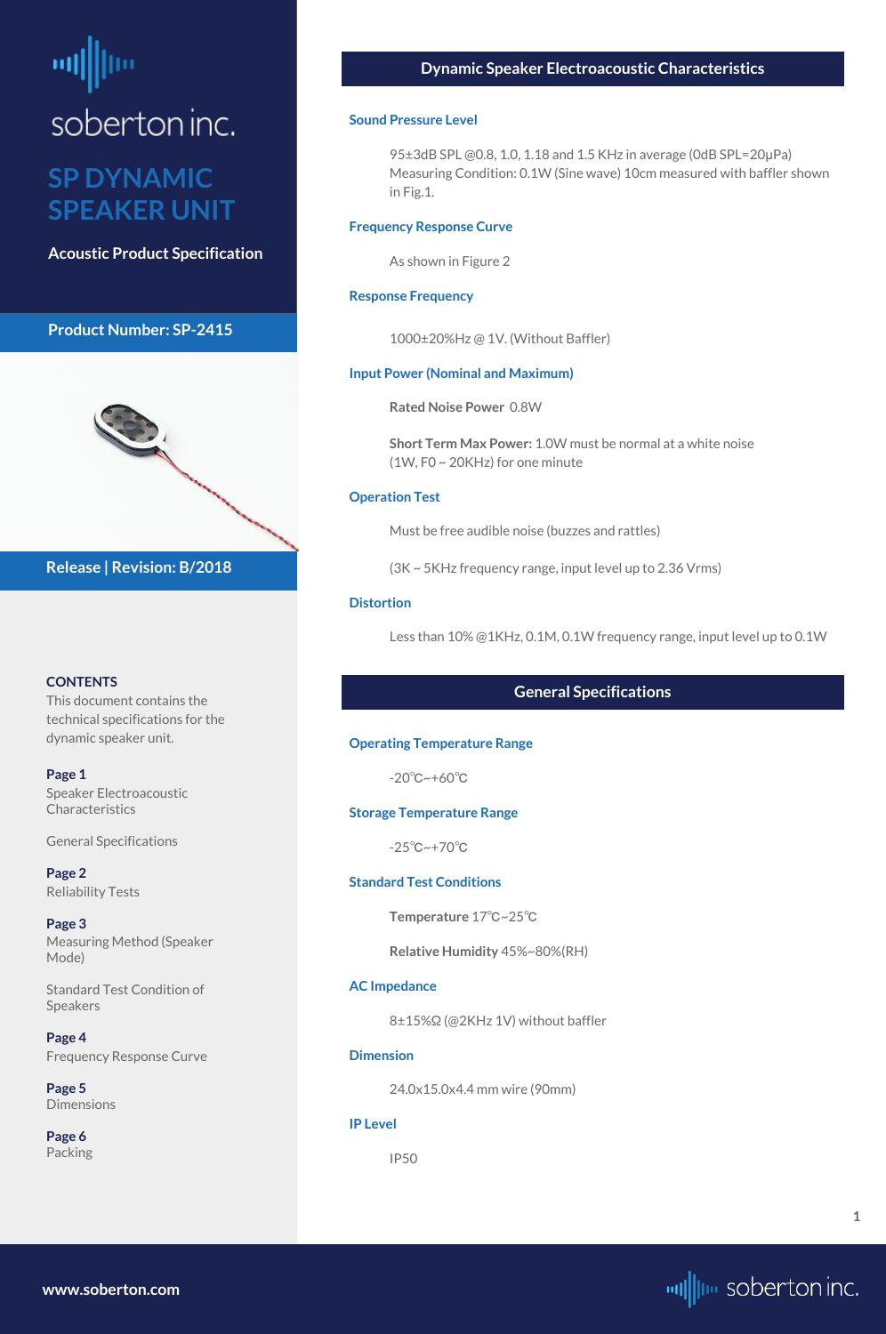soberton inc.

# SP DYNAMIC SPEAKER UNIT

**Acoustic Product Specification**

**Product Number: SP-2415**

**Release | Revision: B/2018**

**CONTENTS**

This document contains the technical specifications for the dynamic speaker unit.

**Page 1**
Speaker Electroacoustic Characteristics

General Specifications

**Page 2**
Reliability Tests

**Page 3**
Measuring Method (Speaker Mode)

Standard Test Condition of Speakers

**Page 4**
Frequency Response Curve

**Page 5**
Dimensions

**Page 6**
Packing

## Dynamic Speaker Electroacoustic Characteristics

### Sound Pressure Level

95±3dB SPL @0.8, 1.0, 1.18 and 1.5 KHz in average (0dB SPL=20μPa)
Measuring Condition: 0.1W (Sine wave) 10cm measured with baffler shown in Fig.1.

### Frequency Response Curve

As shown in Figure 2

### Response Frequency

1000±20%Hz @ 1V. (Without Baffler)

### Input Power (Nominal and Maximum)

**Rated Noise Power** 0.8W

**Short Term Max Power:** 1.0W must be normal at a white noise (1W, F0 ~ 20KHz) for one minute

### Operation Test

Must be free audible noise (buzzes and rattles)

(3K ~ 5KHz frequency range, input level up to 2.36 Vrms)

### Distortion

Less than 10% @1KHz, 0.1M, 0.1W frequency range, input level up to 0.1W

## General Specifications

### Operating Temperature Range

-20℃~+60℃

### Storage Temperature Range

-25℃~+70℃

### Standard Test Conditions

**Temperature** 17℃~25℃

**Relative Humidity** 45%~80%(RH)

### AC Impedance

8±15%Ω (@2KHz 1V) without baffler

### Dimension

24.0x15.0x4.4 mm wire (90mm)

### IP Level

IP50

www.soberton.com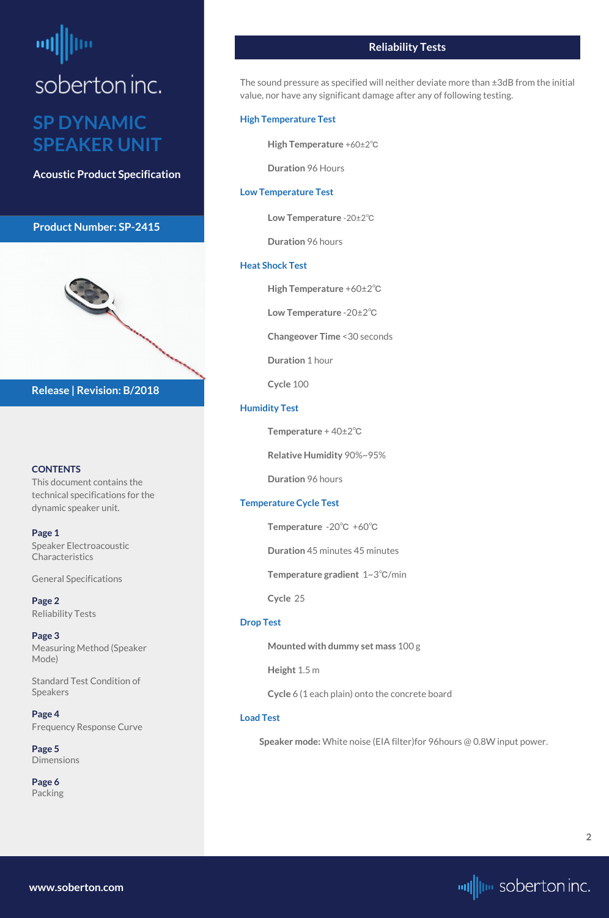soberton inc.

# SP DYNAMIC SPEAKER UNIT

**Acoustic Product Specification**

**Product Number: SP-2415**

**Release | Revision: B/2018**

**CONTENTS**

This document contains the technical specifications for the dynamic speaker unit.

**Page 1**
Speaker Electroacoustic Characteristics

General Specifications

**Page 2**
Reliability Tests

**Page 3**
Measuring Method (Speaker Mode)

Standard Test Condition of Speakers

**Page 4**
Frequency Response Curve

**Page 5**
Dimensions

**Page 6**
Packing

## Reliability Tests

The sound pressure as specified will neither deviate more than ±3dB from the initial value, nor have any significant damage after any of following testing.

### High Temperature Test

**High Temperature** +60±2℃

**Duration** 96 Hours

### Low Temperature Test

**Low Temperature** -20±2℃

**Duration** 96 hours

### Heat Shock Test

**High Temperature** +60±2℃

**Low Temperature** -20±2℃

**Changeover Time** <30 seconds

**Duration** 1 hour

**Cycle** 100

### Humidity Test

**Temperature** + 40±2℃

**Relative Humidity** 90%~95%

**Duration** 96 hours

### Temperature Cycle Test

**Temperature** -20℃ +60℃

**Duration** 45 minutes 45 minutes

**Temperature gradient** 1~3℃/min

**Cycle** 25

### Drop Test

**Mounted with dummy set mass** 100 g

**Height** 1.5 m

**Cycle** 6 (1 each plain) onto the concrete board

### Load Test

**Speaker mode:** White noise (EIA filter)for 96hours @ 0.8W input power.

www.soberton.com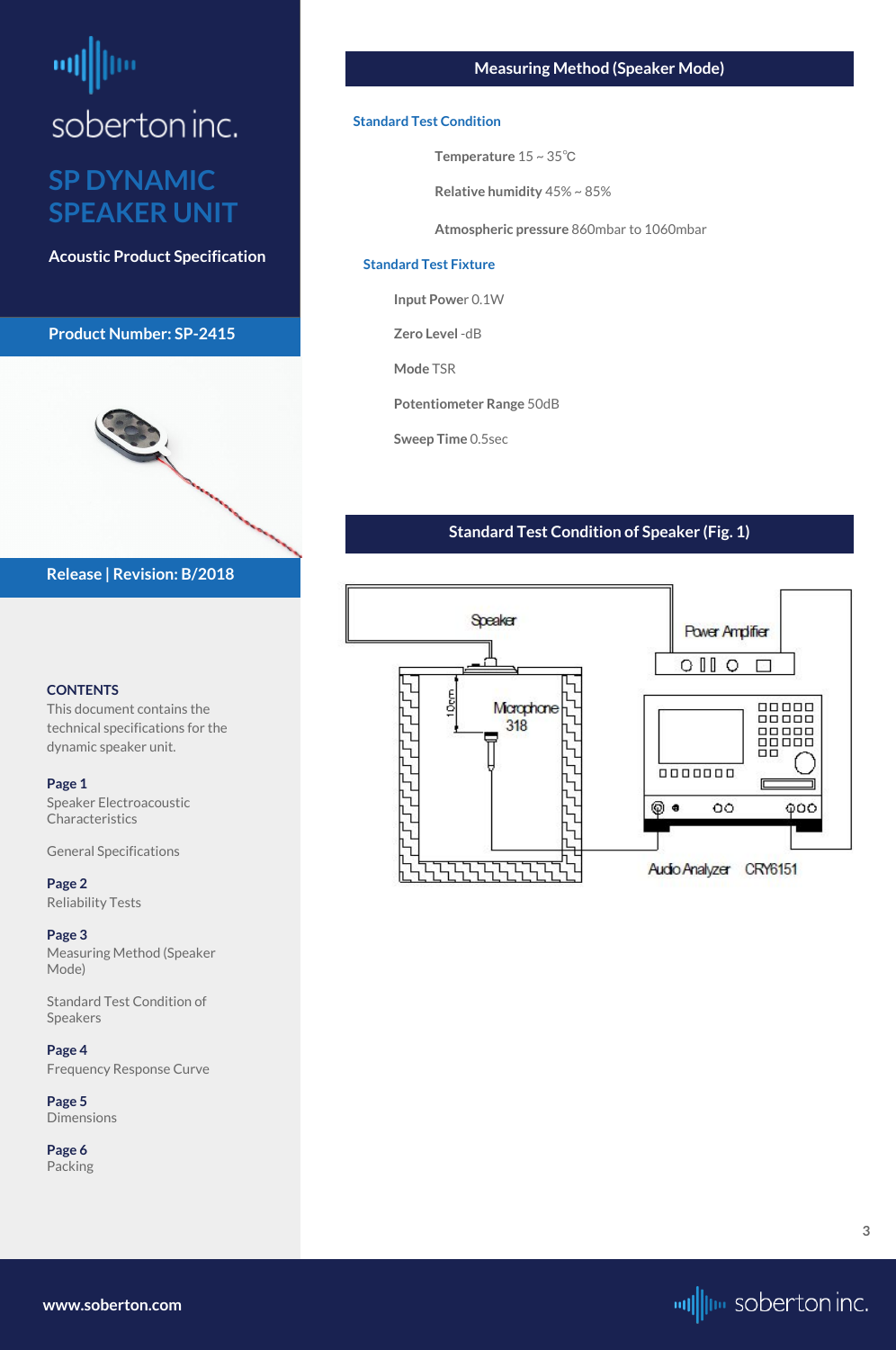soberton inc.

# SP DYNAMIC SPEAKER UNIT

**Acoustic Product Specification**

**Product Number: SP-2415**

**Release | Revision: B/2018**

**CONTENTS**

This document contains the technical specifications for the dynamic speaker unit.

**Page 1**
Speaker Electroacoustic Characteristics

General Specifications

**Page 2**
Reliability Tests

**Page 3**
Measuring Method (Speaker Mode)

Standard Test Condition of Speakers

**Page 4**
Frequency Response Curve

**Page 5**
Dimensions

**Page 6**
Packing

## Measuring Method (Speaker Mode)

### Standard Test Condition

**Temperature** 15 ~ 35℃

**Relative humidity** 45% ~ 85%

**Atmospheric pressure** 860mbar to 1060mbar

### Standard Test Fixture

**Input Power** 0.1W

**Zero Level** -dB

**Mode** TSR

**Potentiometer Range** 50dB

**Sweep Time** 0.5sec

## Standard Test Condition of Speaker (Fig. 1)

Speaker

Power Amplifier

10cm

Microphone 318

Audio Analyzer CRY6151

www.soberton.com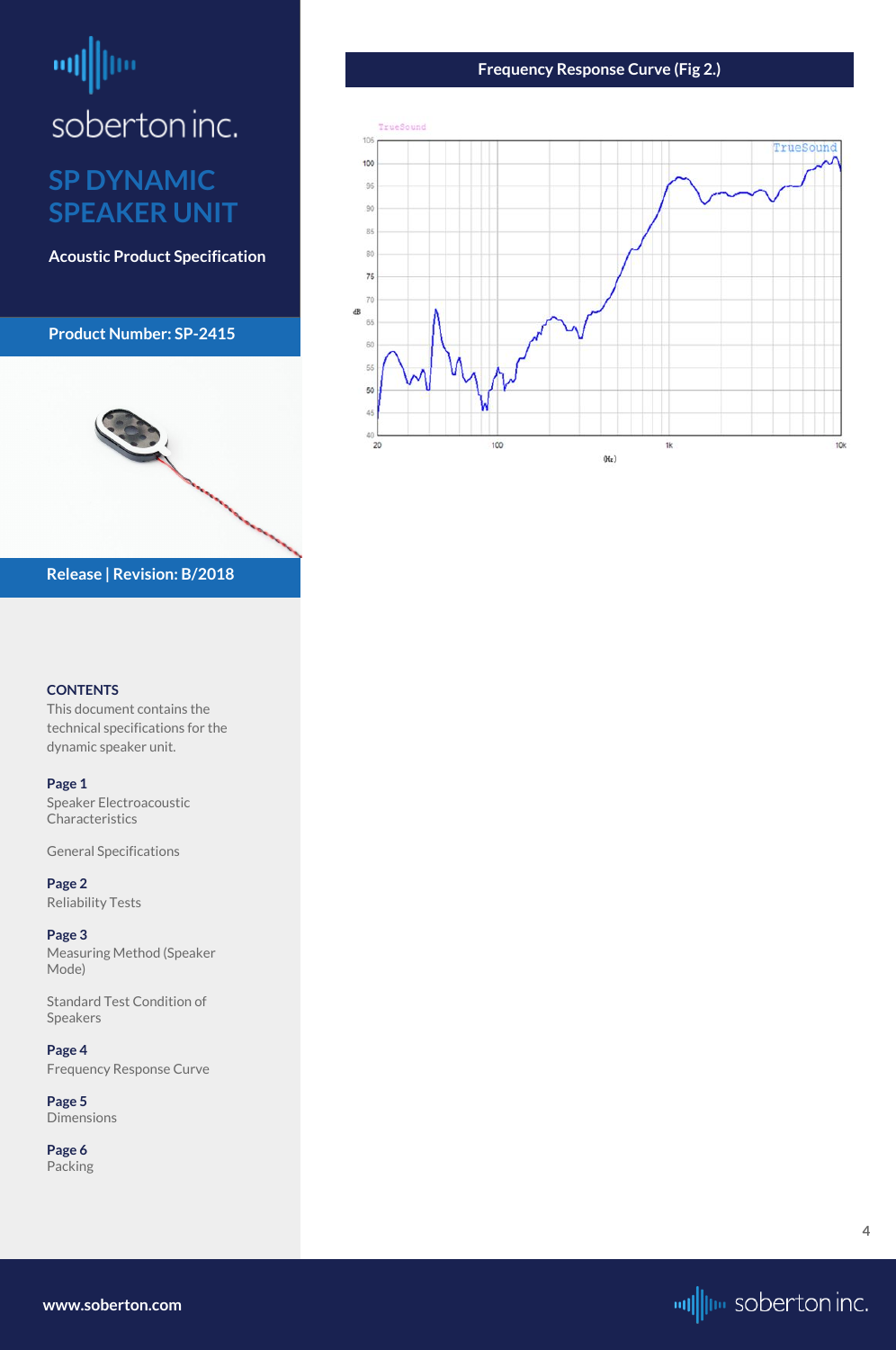soberton inc.

# SP DYNAMIC SPEAKER UNIT

**Acoustic Product Specification**

**Product Number: SP-2415**

**Release | Revision: B/2018**

**CONTENTS**
This document contains the technical specifications for the dynamic speaker unit.

**Page 1**
Speaker Electroacoustic Characteristics

General Specifications

**Page 2**
Reliability Tests

**Page 3**
Measuring Method (Speaker Mode)

Standard Test Condition of Speakers

**Page 4**
Frequency Response Curve

**Page 5**
Dimensions

**Page 6**
Packing

## Frequency Response Curve (Fig 2.)

www.soberton.com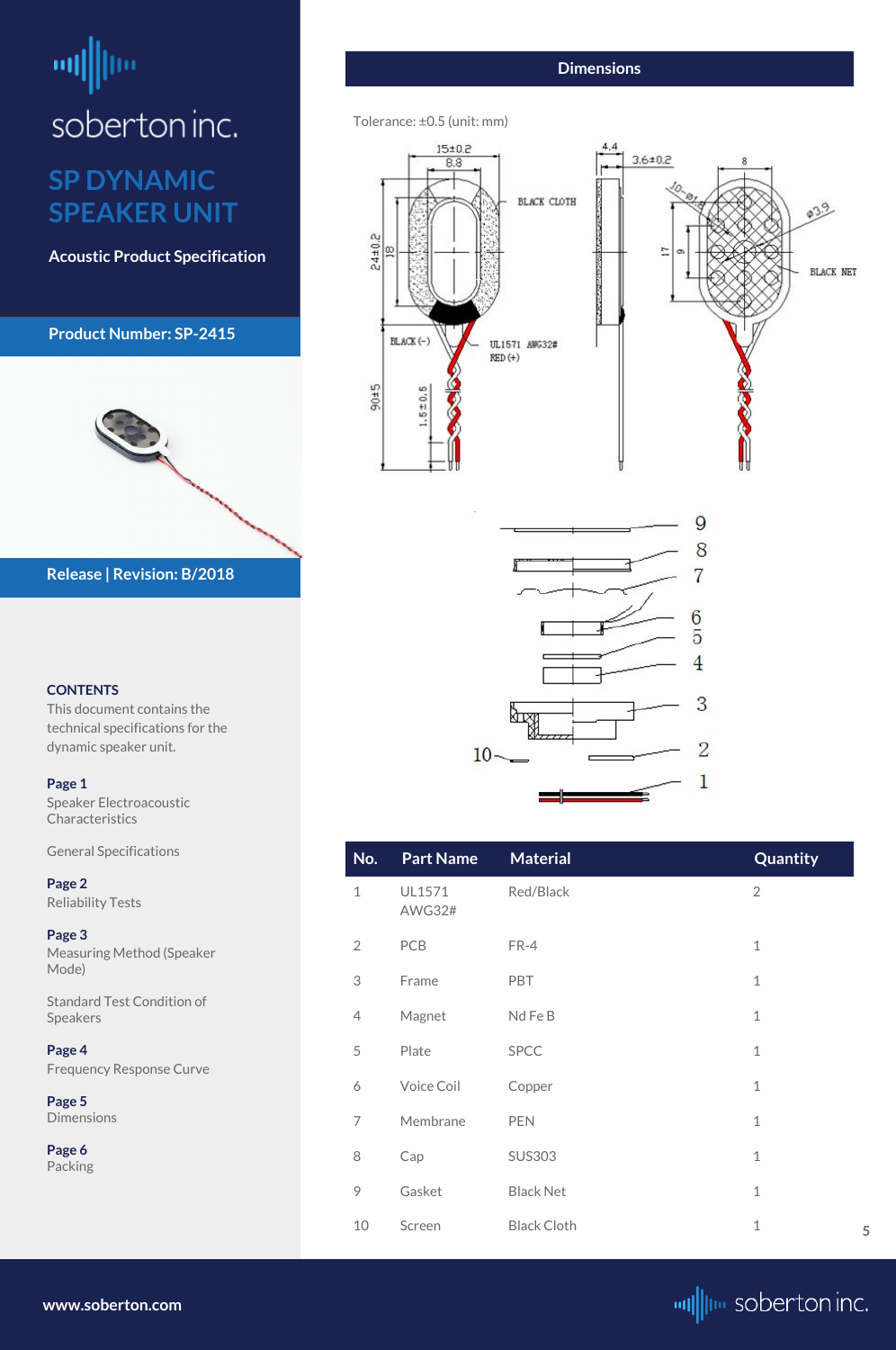soberton inc.

# SP DYNAMIC SPEAKER UNIT

**Acoustic Product Specification**

**Product Number: SP-2415**

**Release | Revision: B/2018**

**CONTENTS**

This document contains the technical specifications for the dynamic speaker unit.

**Page 1**
Speaker Electroacoustic Characteristics

General Specifications

**Page 2**
Reliability Tests

**Page 3**
Measuring Method (Speaker Mode)

Standard Test Condition of Speakers

**Page 4**
Frequency Response Curve

**Page 5**
Dimensions

**Page 6**
Packing

## Dimensions

Tolerance: ±0.5 (unit: mm)

| No. | Part Name | Material | Quantity |
|---|---|---|---|
| 1 | UL1571 AWG32# | Red/Black | 2 |
| 2 | PCB | FR-4 | 1 |
| 3 | Frame | PBT | 1 |
| 4 | Magnet | Nd Fe B | 1 |
| 5 | Plate | SPCC | 1 |
| 6 | Voice Coil | Copper | 1 |
| 7 | Membrane | PEN | 1 |
| 8 | Cap | SUS303 | 1 |
| 9 | Gasket | Black Net | 1 |
| 10 | Screen | Black Cloth | 1 |

www.soberton.com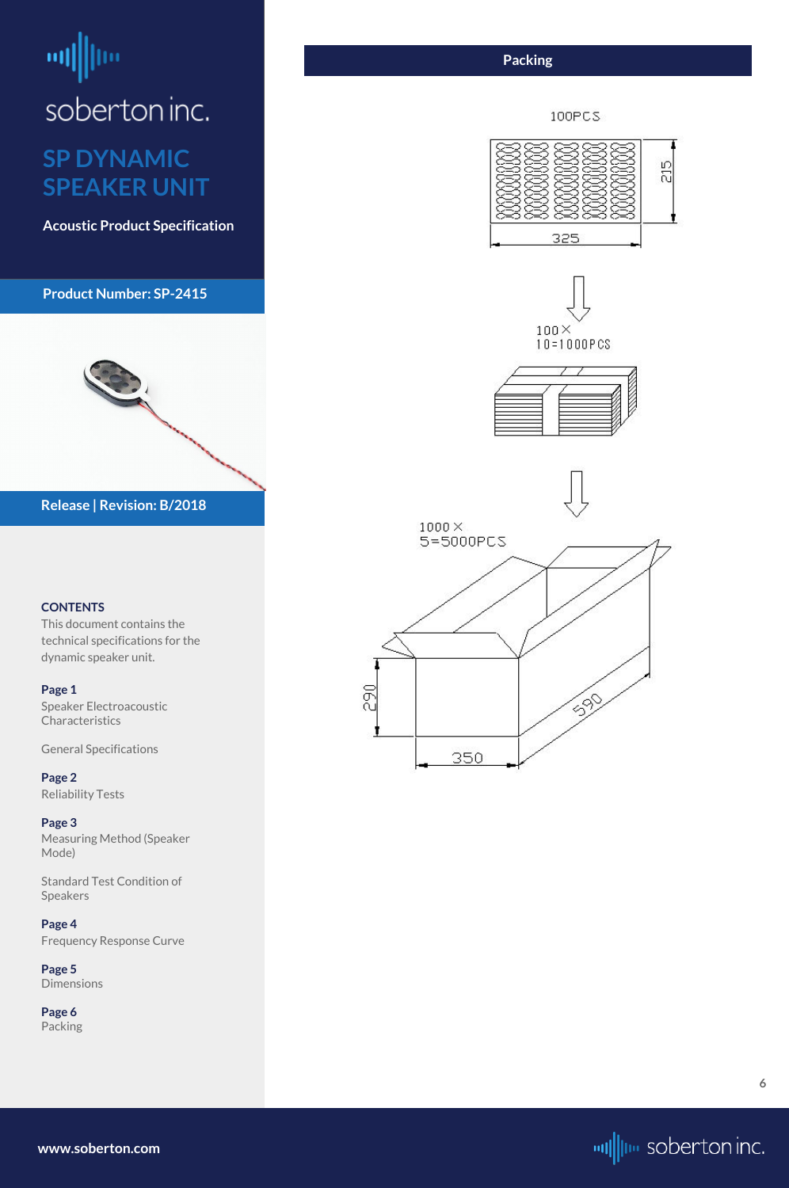soberton inc.

# SP DYNAMIC SPEAKER UNIT

**Acoustic Product Specification**

**Product Number: SP-2415**

**Release | Revision: B/2018**

**CONTENTS**

This document contains the technical specifications for the dynamic speaker unit.

**Page 1**
Speaker Electroacoustic Characteristics

General Specifications

**Page 2**
Reliability Tests

**Page 3**
Measuring Method (Speaker Mode)

Standard Test Condition of Speakers

**Page 4**
Frequency Response Curve

**Page 5**
Dimensions

**Page 6**
Packing

## Packing

100PCS

215

325

100×
10=1000PCS

1000×
5=5000PCS

290

350

590

**www.soberton.com**